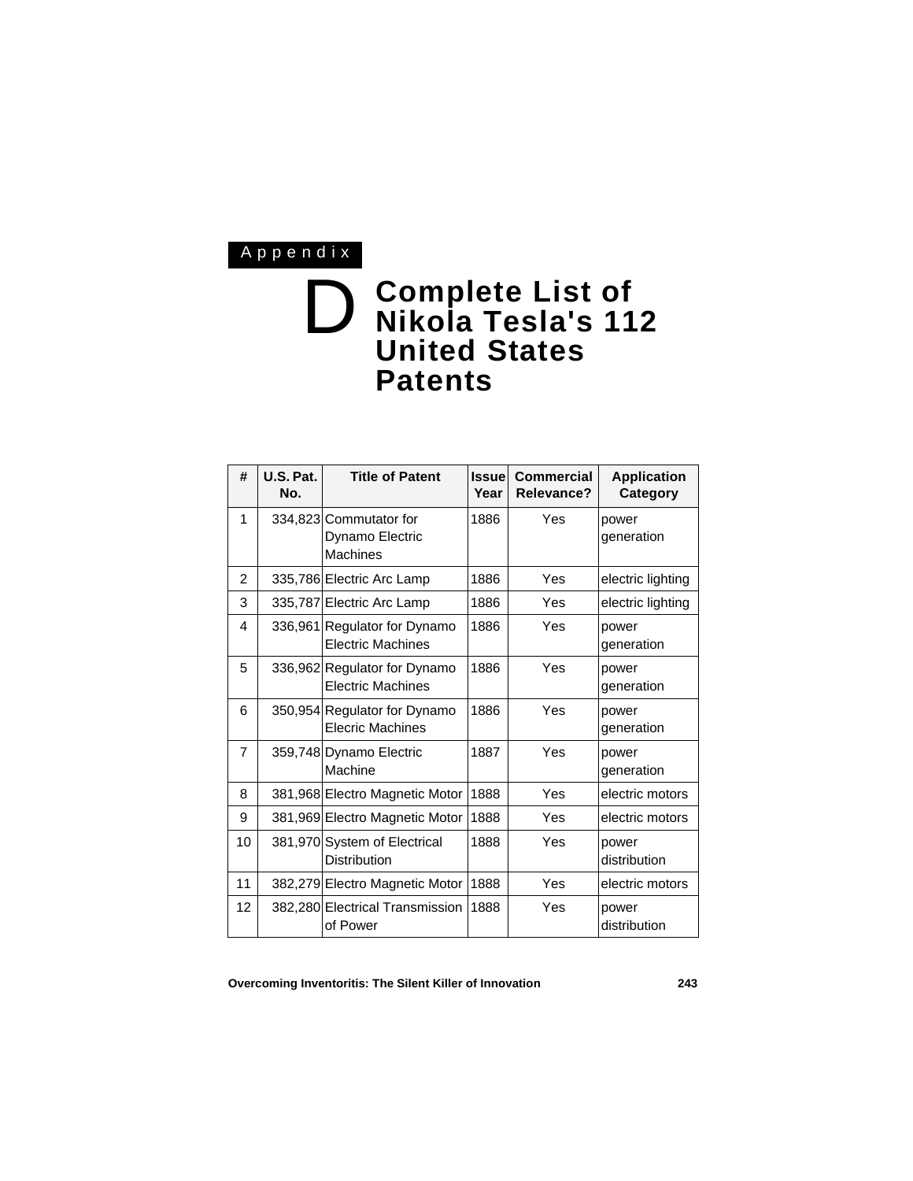Appendix

# D Complete List of Nikola Tesla's 112 United States Patents

| # | U.S. Pat. No. | Title of Patent | Issue Year | Commercial Relevance? | Application Category |
|---|---|---|---|---|---|
| 1 | 334,823 | Commutator for Dynamo Electric Machines | 1886 | Yes | power generation |
| 2 | 335,786 | Electric Arc Lamp | 1886 | Yes | electric lighting |
| 3 | 335,787 | Electric Arc Lamp | 1886 | Yes | electric lighting |
| 4 | 336,961 | Regulator for Dynamo Electric Machines | 1886 | Yes | power generation |
| 5 | 336,962 | Regulator for Dynamo Electric Machines | 1886 | Yes | power generation |
| 6 | 350,954 | Regulator for Dynamo Elecric Machines | 1886 | Yes | power generation |
| 7 | 359,748 | Dynamo Electric Machine | 1887 | Yes | power generation |
| 8 | 381,968 | Electro Magnetic Motor | 1888 | Yes | electric motors |
| 9 | 381,969 | Electro Magnetic Motor | 1888 | Yes | electric motors |
| 10 | 381,970 | System of Electrical Distribution | 1888 | Yes | power distribution |
| 11 | 382,279 | Electro Magnetic Motor | 1888 | Yes | electric motors |
| 12 | 382,280 | Electrical Transmission of Power | 1888 | Yes | power distribution |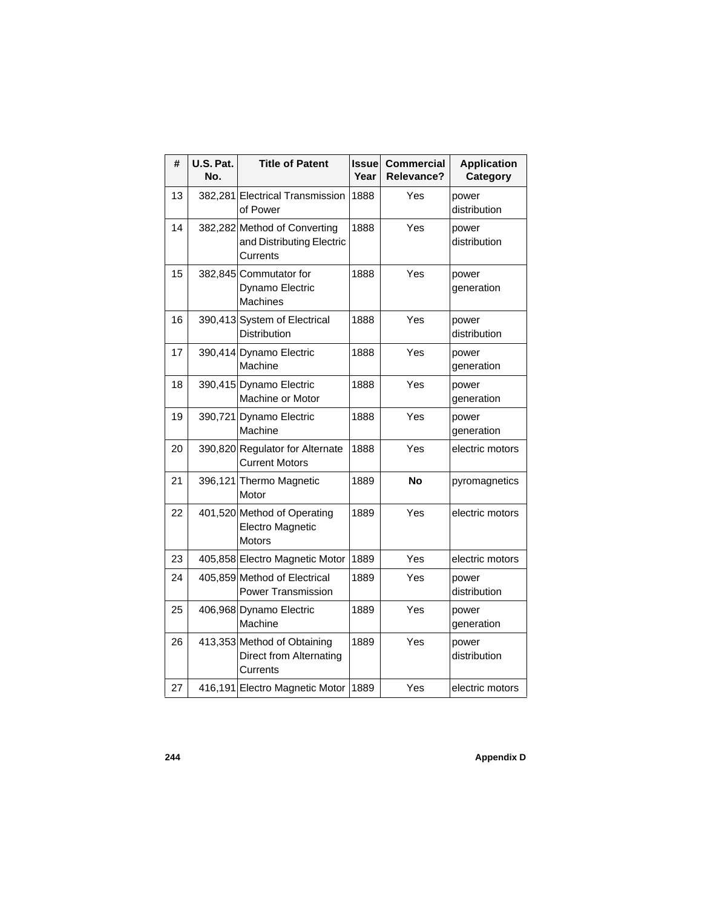| # | U.S. Pat. No. | Title of Patent | Issue Year | Commercial Relevance? | Application Category |
|---|---|---|---|---|---|
| 13 | 382,281 | Electrical Transmission of Power | 1888 | Yes | power distribution |
| 14 | 382,282 | Method of Converting and Distributing Electric Currents | 1888 | Yes | power distribution |
| 15 | 382,845 | Commutator for Dynamo Electric Machines | 1888 | Yes | power generation |
| 16 | 390,413 | System of Electrical Distribution | 1888 | Yes | power distribution |
| 17 | 390,414 | Dynamo Electric Machine | 1888 | Yes | power generation |
| 18 | 390,415 | Dynamo Electric Machine or Motor | 1888 | Yes | power generation |
| 19 | 390,721 | Dynamo Electric Machine | 1888 | Yes | power generation |
| 20 | 390,820 | Regulator for Alternate Current Motors | 1888 | Yes | electric motors |
| 21 | 396,121 | Thermo Magnetic Motor | 1889 | **No** | pyromagnetics |
| 22 | 401,520 | Method of Operating Electro Magnetic Motors | 1889 | Yes | electric motors |
| 23 | 405,858 | Electro Magnetic Motor | 1889 | Yes | electric motors |
| 24 | 405,859 | Method of Electrical Power Transmission | 1889 | Yes | power distribution |
| 25 | 406,968 | Dynamo Electric Machine | 1889 | Yes | power generation |
| 26 | 413,353 | Method of Obtaining Direct from Alternating Currents | 1889 | Yes | power distribution |
| 27 | 416,191 | Electro Magnetic Motor | 1889 | Yes | electric motors |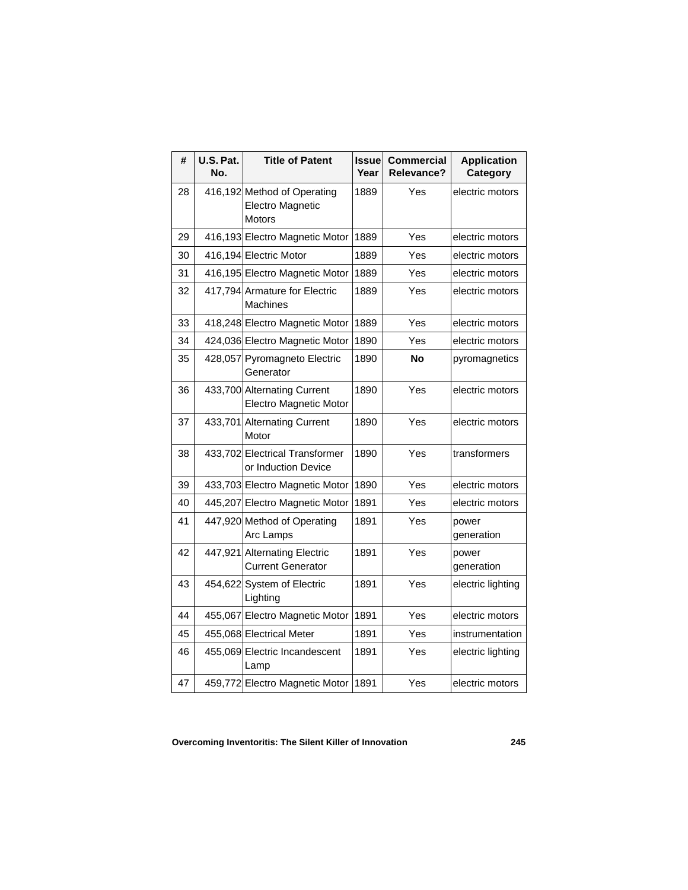| # | U.S. Pat. No. | Title of Patent | Issue Year | Commercial Relevance? | Application Category |
|---|---|---|---|---|---|
| 28 | 416,192 | Method of Operating Electro Magnetic Motors | 1889 | Yes | electric motors |
| 29 | 416,193 | Electro Magnetic Motor | 1889 | Yes | electric motors |
| 30 | 416,194 | Electric Motor | 1889 | Yes | electric motors |
| 31 | 416,195 | Electro Magnetic Motor | 1889 | Yes | electric motors |
| 32 | 417,794 | Armature for Electric Machines | 1889 | Yes | electric motors |
| 33 | 418,248 | Electro Magnetic Motor | 1889 | Yes | electric motors |
| 34 | 424,036 | Electro Magnetic Motor | 1890 | Yes | electric motors |
| 35 | 428,057 | Pyromagneto Electric Generator | 1890 | **No** | pyromagnetics |
| 36 | 433,700 | Alternating Current Electro Magnetic Motor | 1890 | Yes | electric motors |
| 37 | 433,701 | Alternating Current Motor | 1890 | Yes | electric motors |
| 38 | 433,702 | Electrical Transformer or Induction Device | 1890 | Yes | transformers |
| 39 | 433,703 | Electro Magnetic Motor | 1890 | Yes | electric motors |
| 40 | 445,207 | Electro Magnetic Motor | 1891 | Yes | electric motors |
| 41 | 447,920 | Method of Operating Arc Lamps | 1891 | Yes | power generation |
| 42 | 447,921 | Alternating Electric Current Generator | 1891 | Yes | power generation |
| 43 | 454,622 | System of Electric Lighting | 1891 | Yes | electric lighting |
| 44 | 455,067 | Electro Magnetic Motor | 1891 | Yes | electric motors |
| 45 | 455,068 | Electrical Meter | 1891 | Yes | instrumentation |
| 46 | 455,069 | Electric Incandescent Lamp | 1891 | Yes | electric lighting |
| 47 | 459,772 | Electro Magnetic Motor | 1891 | Yes | electric motors |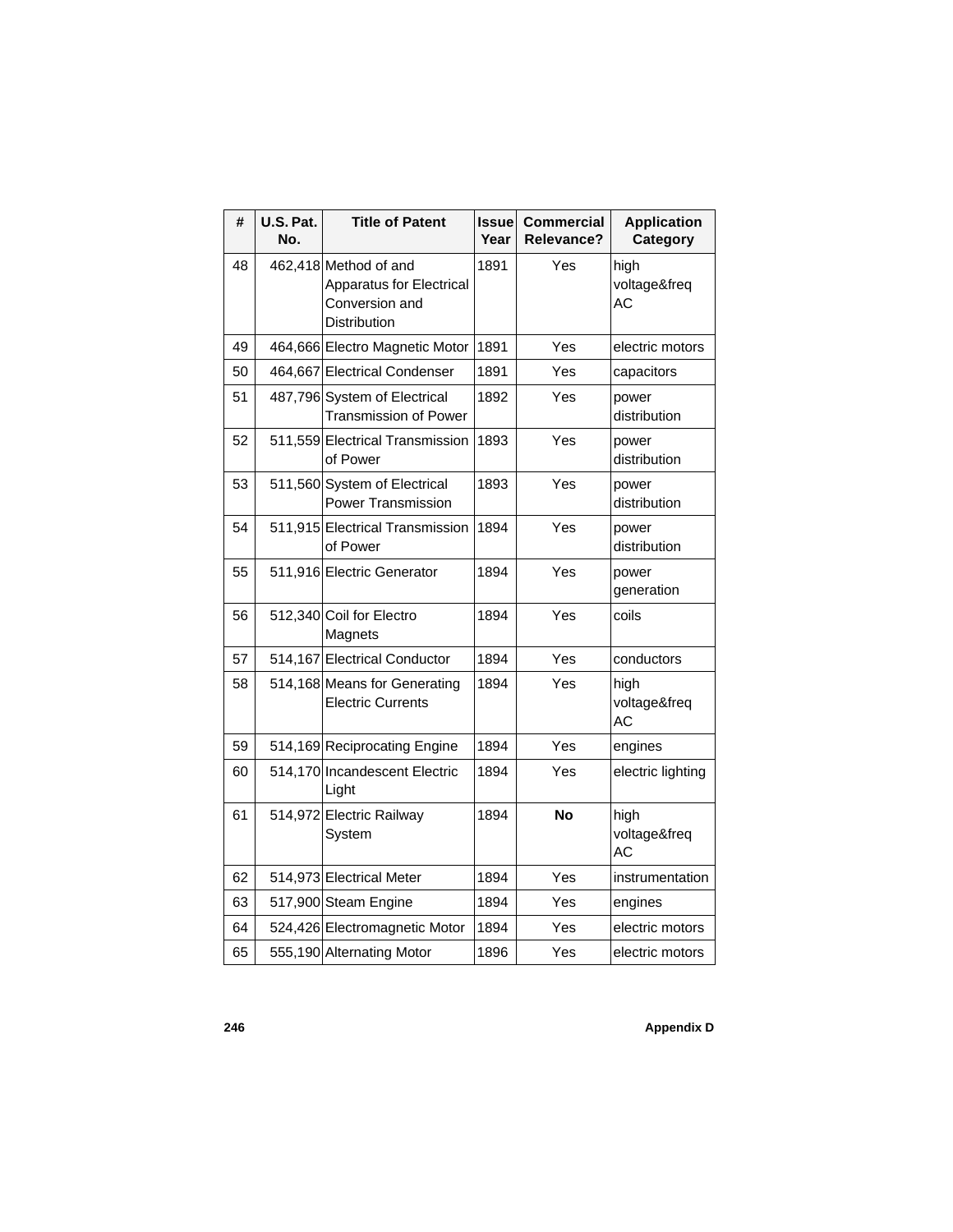| # | U.S. Pat. No. | Title of Patent | Issue Year | Commercial Relevance? | Application Category |
|---|---|---|---|---|---|
| 48 | 462,418 | Method of and Apparatus for Electrical Conversion and Distribution | 1891 | Yes | high voltage&freq AC |
| 49 | 464,666 | Electro Magnetic Motor | 1891 | Yes | electric motors |
| 50 | 464,667 | Electrical Condenser | 1891 | Yes | capacitors |
| 51 | 487,796 | System of Electrical Transmission of Power | 1892 | Yes | power distribution |
| 52 | 511,559 | Electrical Transmission of Power | 1893 | Yes | power distribution |
| 53 | 511,560 | System of Electrical Power Transmission | 1893 | Yes | power distribution |
| 54 | 511,915 | Electrical Transmission of Power | 1894 | Yes | power distribution |
| 55 | 511,916 | Electric Generator | 1894 | Yes | power generation |
| 56 | 512,340 | Coil for Electro Magnets | 1894 | Yes | coils |
| 57 | 514,167 | Electrical Conductor | 1894 | Yes | conductors |
| 58 | 514,168 | Means for Generating Electric Currents | 1894 | Yes | high voltage&freq AC |
| 59 | 514,169 | Reciprocating Engine | 1894 | Yes | engines |
| 60 | 514,170 | Incandescent Electric Light | 1894 | Yes | electric lighting |
| 61 | 514,972 | Electric Railway System | 1894 | **No** | high voltage&freq AC |
| 62 | 514,973 | Electrical Meter | 1894 | Yes | instrumentation |
| 63 | 517,900 | Steam Engine | 1894 | Yes | engines |
| 64 | 524,426 | Electromagnetic Motor | 1894 | Yes | electric motors |
| 65 | 555,190 | Alternating Motor | 1896 | Yes | electric motors |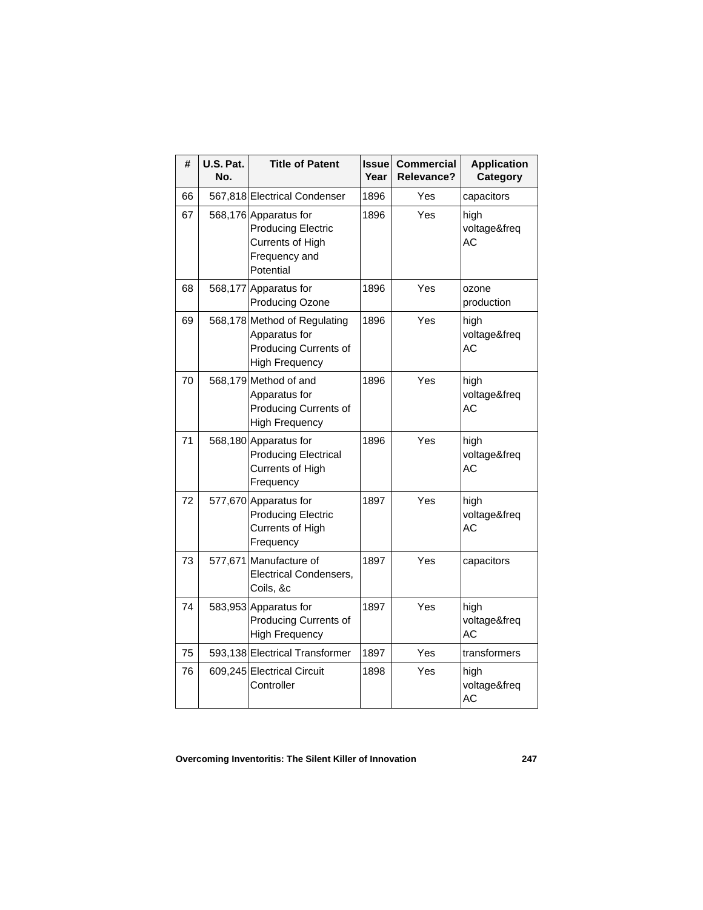| # | U.S. Pat. No. | Title of Patent | Issue Year | Commercial Relevance? | Application Category |
|---|---|---|---|---|---|
| 66 | 567,818 | Electrical Condenser | 1896 | Yes | capacitors |
| 67 | 568,176 | Apparatus for Producing Electric Currents of High Frequency and Potential | 1896 | Yes | high voltage&freq AC |
| 68 | 568,177 | Apparatus for Producing Ozone | 1896 | Yes | ozone production |
| 69 | 568,178 | Method of Regulating Apparatus for Producing Currents of High Frequency | 1896 | Yes | high voltage&freq AC |
| 70 | 568,179 | Method of and Apparatus for Producing Currents of High Frequency | 1896 | Yes | high voltage&freq AC |
| 71 | 568,180 | Apparatus for Producing Electrical Currents of High Frequency | 1896 | Yes | high voltage&freq AC |
| 72 | 577,670 | Apparatus for Producing Electric Currents of High Frequency | 1897 | Yes | high voltage&freq AC |
| 73 | 577,671 | Manufacture of Electrical Condensers, Coils, &c | 1897 | Yes | capacitors |
| 74 | 583,953 | Apparatus for Producing Currents of High Frequency | 1897 | Yes | high voltage&freq AC |
| 75 | 593,138 | Electrical Transformer | 1897 | Yes | transformers |
| 76 | 609,245 | Electrical Circuit Controller | 1898 | Yes | high voltage&freq AC |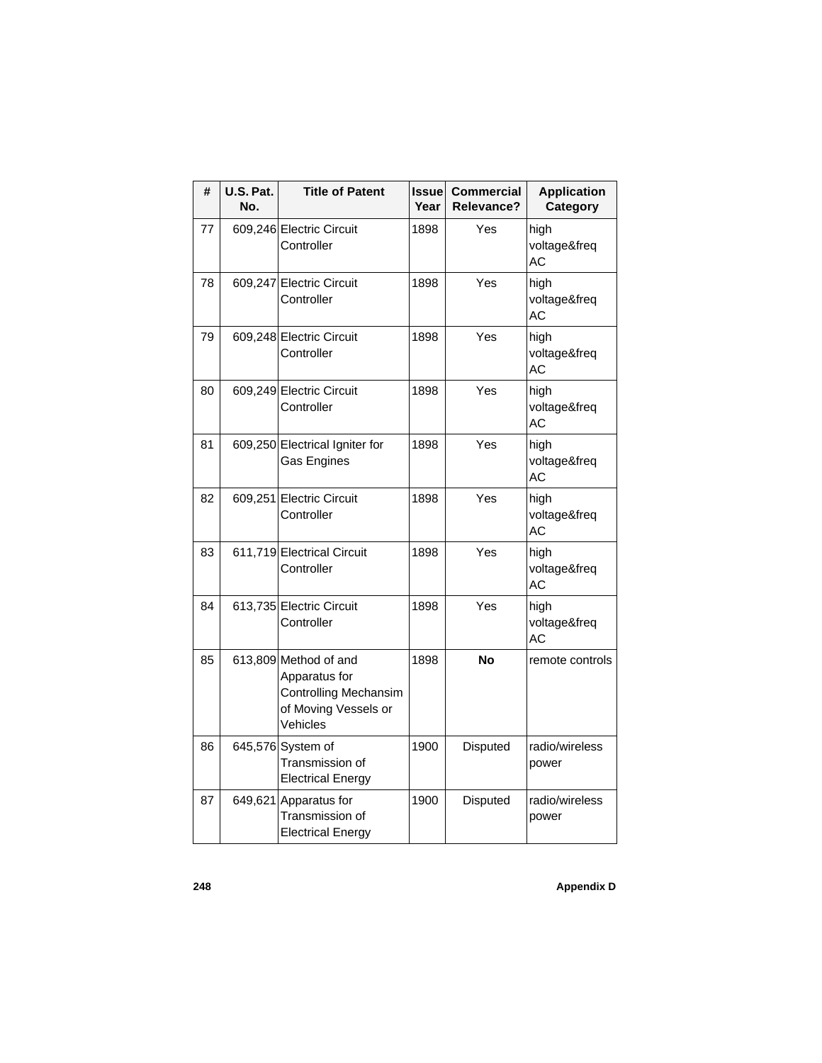| # | U.S. Pat. No. | Title of Patent | Issue Year | Commercial Relevance? | Application Category |
|---|---|---|---|---|---|
| 77 | 609,246 | Electric Circuit Controller | 1898 | Yes | high voltage&freq AC |
| 78 | 609,247 | Electric Circuit Controller | 1898 | Yes | high voltage&freq AC |
| 79 | 609,248 | Electric Circuit Controller | 1898 | Yes | high voltage&freq AC |
| 80 | 609,249 | Electric Circuit Controller | 1898 | Yes | high voltage&freq AC |
| 81 | 609,250 | Electrical Igniter for Gas Engines | 1898 | Yes | high voltage&freq AC |
| 82 | 609,251 | Electric Circuit Controller | 1898 | Yes | high voltage&freq AC |
| 83 | 611,719 | Electrical Circuit Controller | 1898 | Yes | high voltage&freq AC |
| 84 | 613,735 | Electric Circuit Controller | 1898 | Yes | high voltage&freq AC |
| 85 | 613,809 | Method of and Apparatus for Controlling Mechansim of Moving Vessels or Vehicles | 1898 | **No** | remote controls |
| 86 | 645,576 | System of Transmission of Electrical Energy | 1900 | Disputed | radio/wireless power |
| 87 | 649,621 | Apparatus for Transmission of Electrical Energy | 1900 | Disputed | radio/wireless power |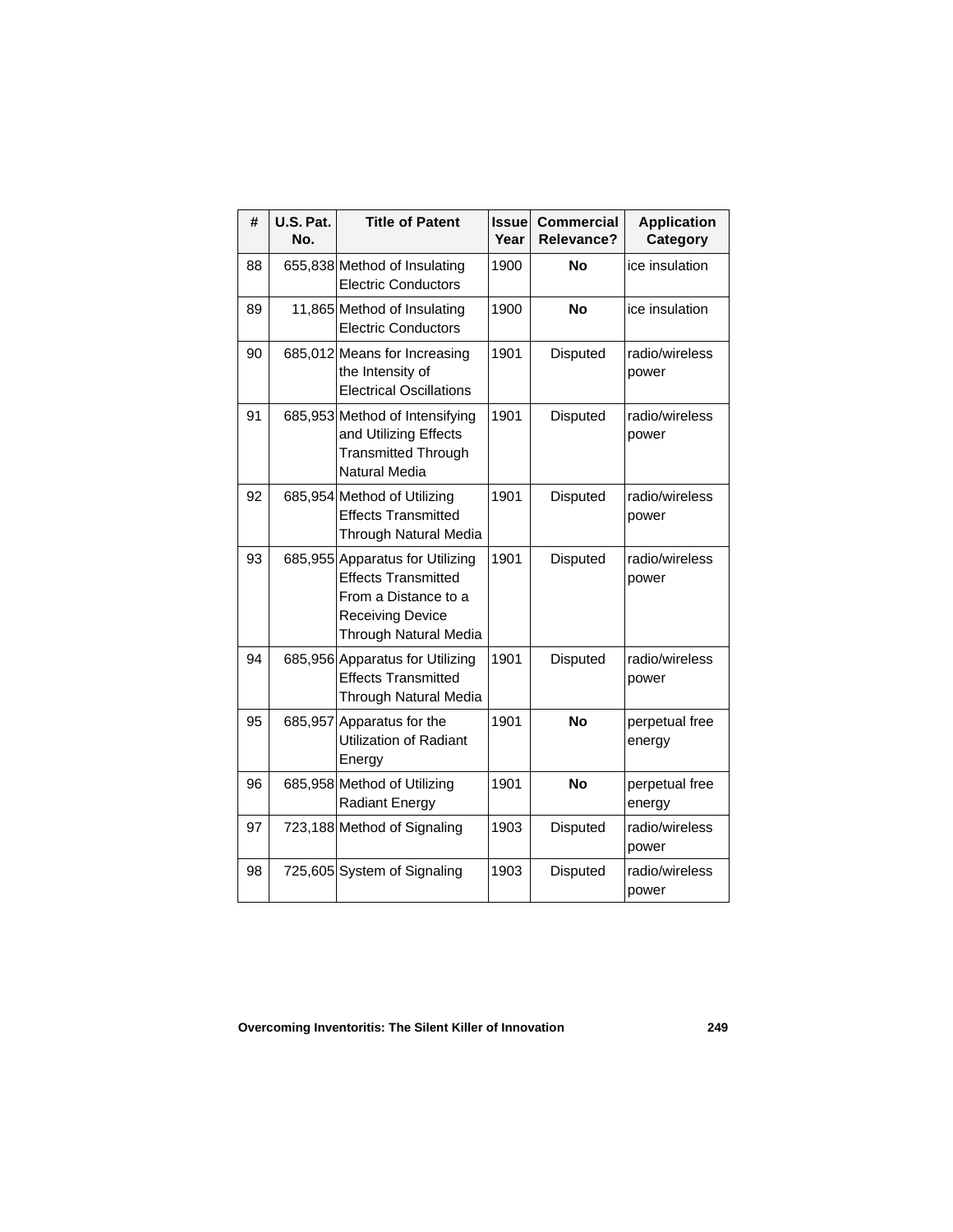| # | U.S. Pat. No. | Title of Patent | Issue Year | Commercial Relevance? | Application Category |
|---|---|---|---|---|---|
| 88 | 655,838 | Method of Insulating Electric Conductors | 1900 | **No** | ice insulation |
| 89 | 11,865 | Method of Insulating Electric Conductors | 1900 | **No** | ice insulation |
| 90 | 685,012 | Means for Increasing the Intensity of Electrical Oscillations | 1901 | Disputed | radio/wireless power |
| 91 | 685,953 | Method of Intensifying and Utilizing Effects Transmitted Through Natural Media | 1901 | Disputed | radio/wireless power |
| 92 | 685,954 | Method of Utilizing Effects Transmitted Through Natural Media | 1901 | Disputed | radio/wireless power |
| 93 | 685,955 | Apparatus for Utilizing Effects Transmitted From a Distance to a Receiving Device Through Natural Media | 1901 | Disputed | radio/wireless power |
| 94 | 685,956 | Apparatus for Utilizing Effects Transmitted Through Natural Media | 1901 | Disputed | radio/wireless power |
| 95 | 685,957 | Apparatus for the Utilization of Radiant Energy | 1901 | **No** | perpetual free energy |
| 96 | 685,958 | Method of Utilizing Radiant Energy | 1901 | **No** | perpetual free energy |
| 97 | 723,188 | Method of Signaling | 1903 | Disputed | radio/wireless power |
| 98 | 725,605 | System of Signaling | 1903 | Disputed | radio/wireless power |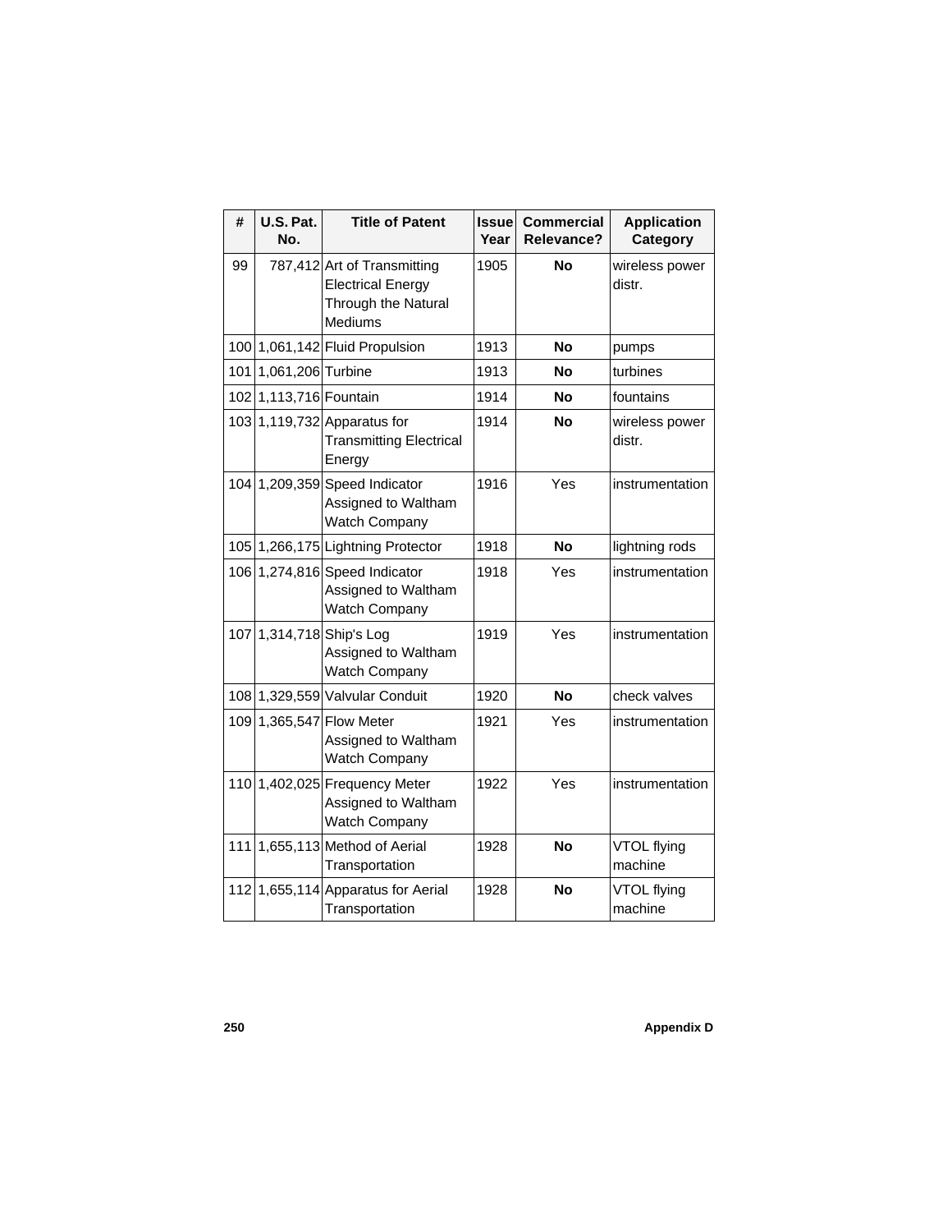| # | U.S. Pat. No. | Title of Patent | Issue Year | Commercial Relevance? | Application Category |
|---|---|---|---|---|---|
| 99 | 787,412 | Art of Transmitting Electrical Energy Through the Natural Mediums | 1905 | **No** | wireless power distr. |
| 100 | 1,061,142 | Fluid Propulsion | 1913 | **No** | pumps |
| 101 | 1,061,206 | Turbine | 1913 | **No** | turbines |
| 102 | 1,113,716 | Fountain | 1914 | **No** | fountains |
| 103 | 1,119,732 | Apparatus for Transmitting Electrical Energy | 1914 | **No** | wireless power distr. |
| 104 | 1,209,359 | Speed Indicator Assigned to Waltham Watch Company | 1916 | Yes | instrumentation |
| 105 | 1,266,175 | Lightning Protector | 1918 | **No** | lightning rods |
| 106 | 1,274,816 | Speed Indicator Assigned to Waltham Watch Company | 1918 | Yes | instrumentation |
| 107 | 1,314,718 | Ship's Log Assigned to Waltham Watch Company | 1919 | Yes | instrumentation |
| 108 | 1,329,559 | Valvular Conduit | 1920 | **No** | check valves |
| 109 | 1,365,547 | Flow Meter Assigned to Waltham Watch Company | 1921 | Yes | instrumentation |
| 110 | 1,402,025 | Frequency Meter Assigned to Waltham Watch Company | 1922 | Yes | instrumentation |
| 111 | 1,655,113 | Method of Aerial Transportation | 1928 | **No** | VTOL flying machine |
| 112 | 1,655,114 | Apparatus for Aerial Transportation | 1928 | **No** | VTOL flying machine |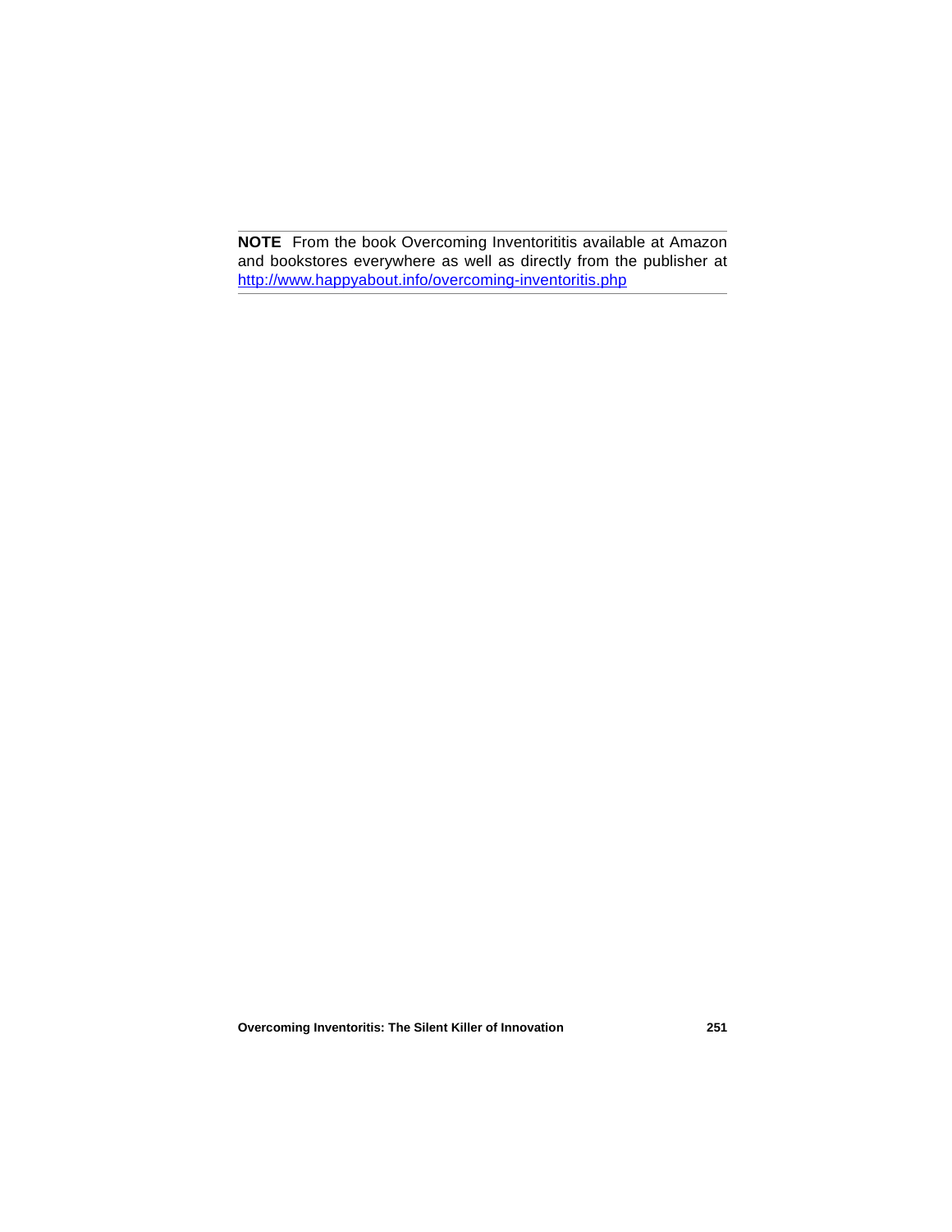**NOTE** From the book Overcoming Inventorititis available at Amazon and bookstores everywhere as well as directly from the publisher at http://www.happyabout.info/overcoming-inventoritis.php